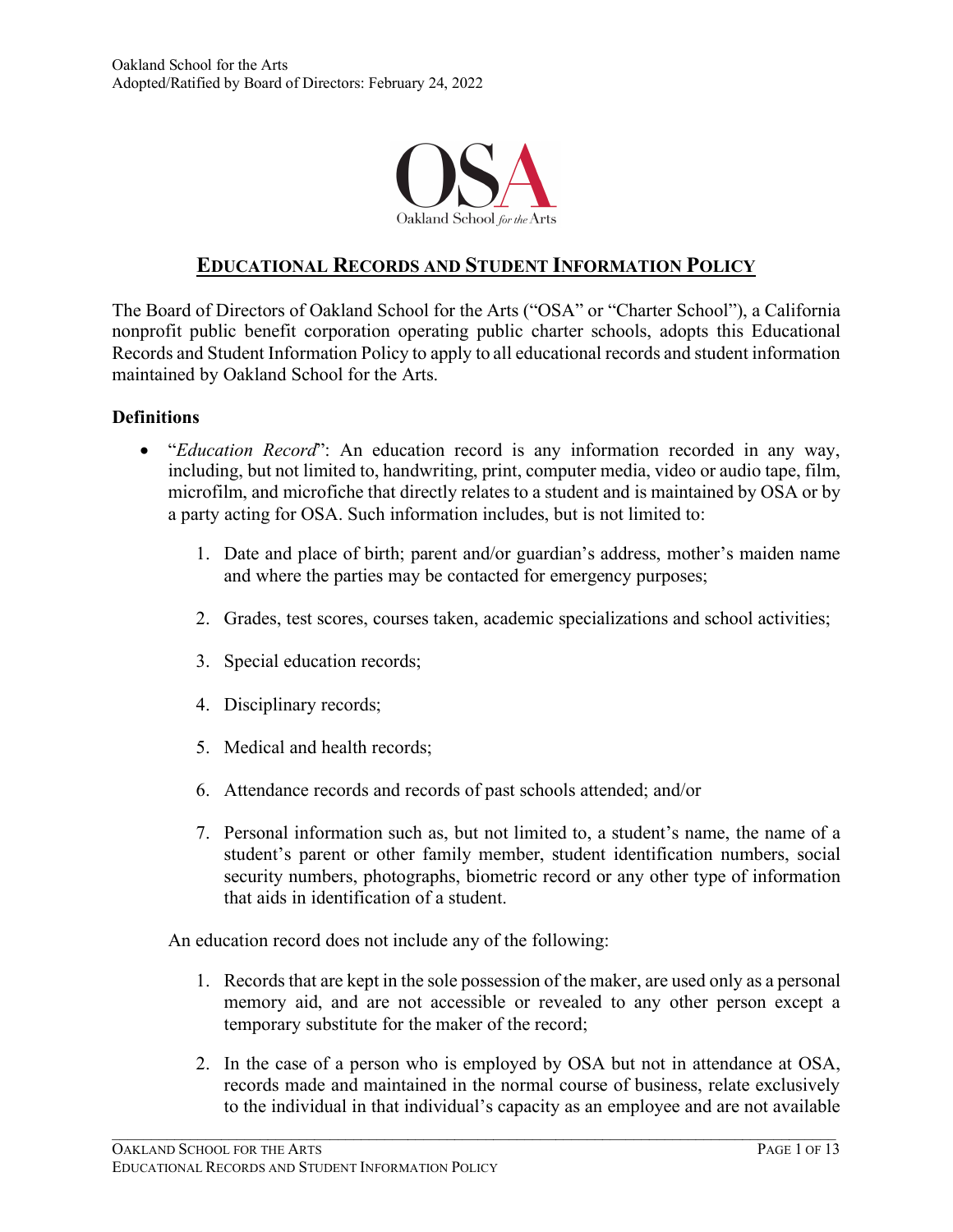Oakland School for the Arts
Adopted/Ratified by Board of Directors: February 24, 2022

# EDUCATIONAL RECORDS AND STUDENT INFORMATION POLICY

The Board of Directors of Oakland School for the Arts ("OSA" or "Charter School"), a California nonprofit public benefit corporation operating public charter schools, adopts this Educational Records and Student Information Policy to apply to all educational records and student information maintained by Oakland School for the Arts.

**Definitions**

- "*Education Record*": An education record is any information recorded in any way, including, but not limited to, handwriting, print, computer media, video or audio tape, film, microfilm, and microfiche that directly relates to a student and is maintained by OSA or by a party acting for OSA. Such information includes, but is not limited to:

  1. Date and place of birth; parent and/or guardian's address, mother's maiden name and where the parties may be contacted for emergency purposes;
  2. Grades, test scores, courses taken, academic specializations and school activities;
  3. Special education records;
  4. Disciplinary records;
  5. Medical and health records;
  6. Attendance records and records of past schools attended; and/or
  7. Personal information such as, but not limited to, a student's name, the name of a student's parent or other family member, student identification numbers, social security numbers, photographs, biometric record or any other type of information that aids in identification of a student.

  An education record does not include any of the following:

  1. Records that are kept in the sole possession of the maker, are used only as a personal memory aid, and are not accessible or revealed to any other person except a temporary substitute for the maker of the record;
  2. In the case of a person who is employed by OSA but not in attendance at OSA, records made and maintained in the normal course of business, relate exclusively to the individual in that individual's capacity as an employee and are not available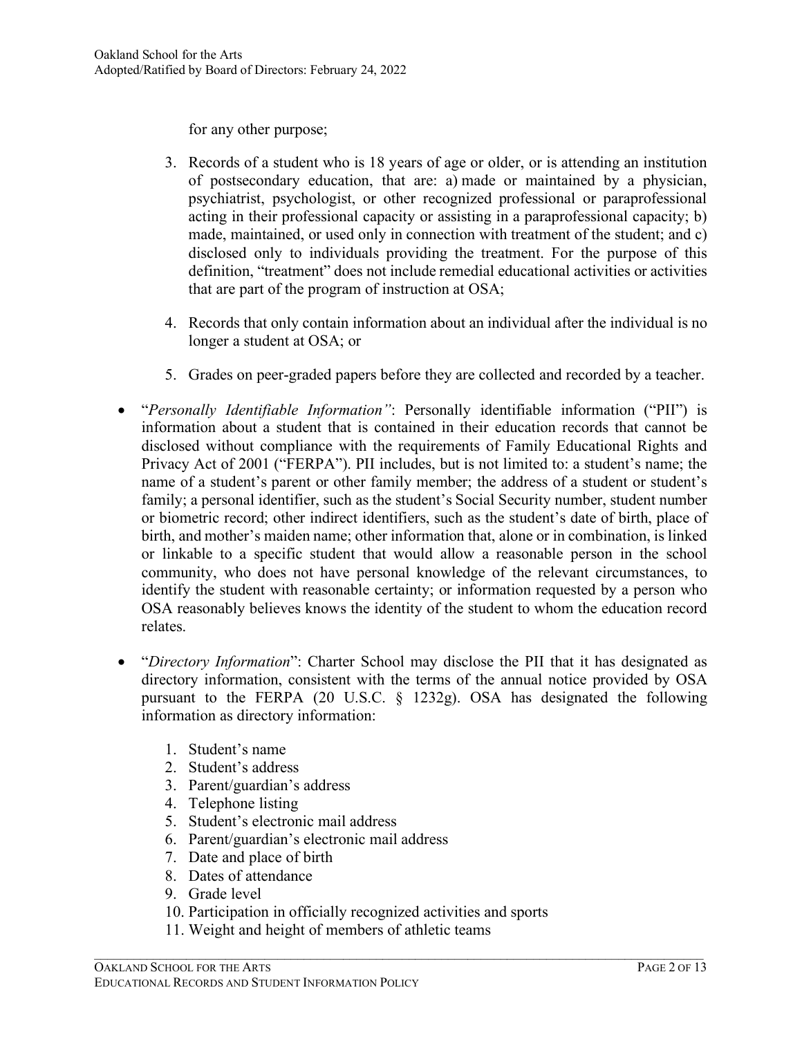for any other purpose;

3. Records of a student who is 18 years of age or older, or is attending an institution of postsecondary education, that are: a) made or maintained by a physician, psychiatrist, psychologist, or other recognized professional or paraprofessional acting in their professional capacity or assisting in a paraprofessional capacity; b) made, maintained, or used only in connection with treatment of the student; and c) disclosed only to individuals providing the treatment. For the purpose of this definition, "treatment" does not include remedial educational activities or activities that are part of the program of instruction at OSA;

4. Records that only contain information about an individual after the individual is no longer a student at OSA; or

5. Grades on peer-graded papers before they are collected and recorded by a teacher.

- "*Personally Identifiable Information"*: Personally identifiable information ("PII") is information about a student that is contained in their education records that cannot be disclosed without compliance with the requirements of Family Educational Rights and Privacy Act of 2001 ("FERPA"). PII includes, but is not limited to: a student's name; the name of a student's parent or other family member; the address of a student or student's family; a personal identifier, such as the student's Social Security number, student number or biometric record; other indirect identifiers, such as the student's date of birth, place of birth, and mother's maiden name; other information that, alone or in combination, is linked or linkable to a specific student that would allow a reasonable person in the school community, who does not have personal knowledge of the relevant circumstances, to identify the student with reasonable certainty; or information requested by a person who OSA reasonably believes knows the identity of the student to whom the education record relates.

- "*Directory Information*": Charter School may disclose the PII that it has designated as directory information, consistent with the terms of the annual notice provided by OSA pursuant to the FERPA (20 U.S.C. § 1232g). OSA has designated the following information as directory information:

  1. Student's name
  2. Student's address
  3. Parent/guardian's address
  4. Telephone listing
  5. Student's electronic mail address
  6. Parent/guardian's electronic mail address
  7. Date and place of birth
  8. Dates of attendance
  9. Grade level
  10. Participation in officially recognized activities and sports
  11. Weight and height of members of athletic teams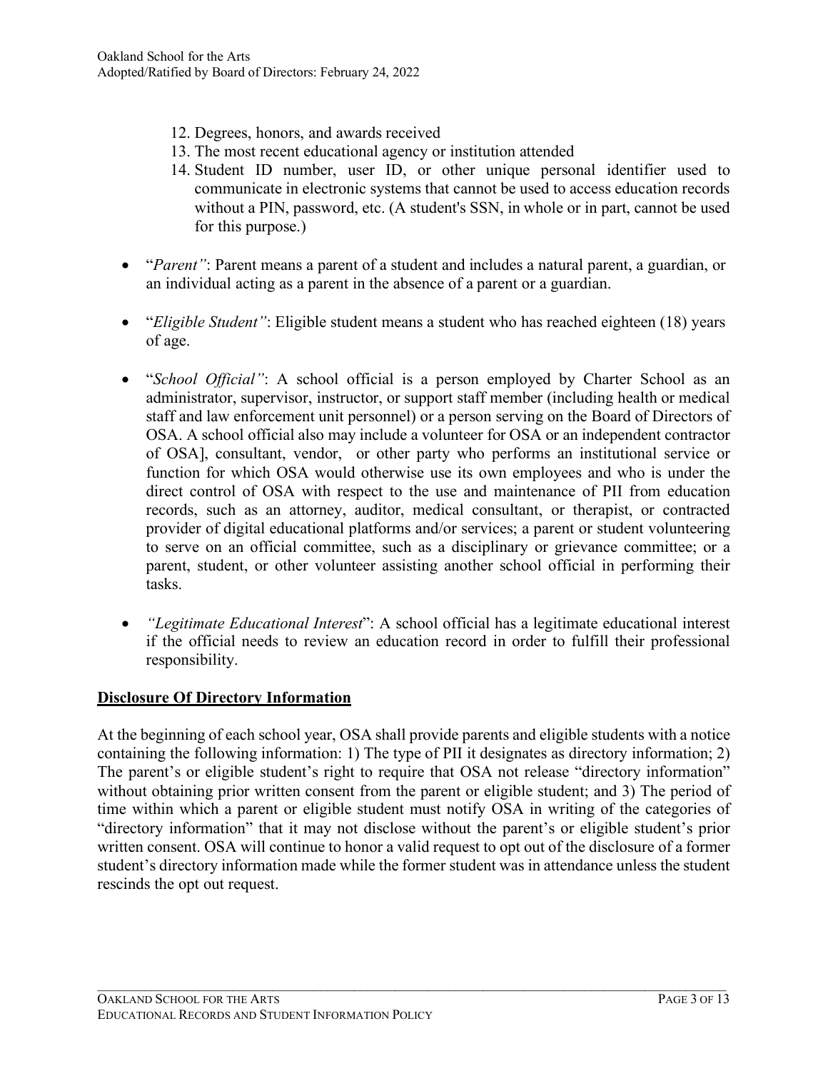12. Degrees, honors, and awards received
13. The most recent educational agency or institution attended
14. Student ID number, user ID, or other unique personal identifier used to communicate in electronic systems that cannot be used to access education records without a PIN, password, etc. (A student's SSN, in whole or in part, cannot be used for this purpose.)

- "*Parent"*: Parent means a parent of a student and includes a natural parent, a guardian, or an individual acting as a parent in the absence of a parent or a guardian.

- "*Eligible Student"*: Eligible student means a student who has reached eighteen (18) years of age.

- "*School Official"*: A school official is a person employed by Charter School as an administrator, supervisor, instructor, or support staff member (including health or medical staff and law enforcement unit personnel) or a person serving on the Board of Directors of OSA. A school official also may include a volunteer for OSA or an independent contractor of OSA], consultant, vendor, or other party who performs an institutional service or function for which OSA would otherwise use its own employees and who is under the direct control of OSA with respect to the use and maintenance of PII from education records, such as an attorney, auditor, medical consultant, or therapist, or contracted provider of digital educational platforms and/or services; a parent or student volunteering to serve on an official committee, such as a disciplinary or grievance committee; or a parent, student, or other volunteer assisting another school official in performing their tasks.

- *"Legitimate Educational Interest*": A school official has a legitimate educational interest if the official needs to review an education record in order to fulfill their professional responsibility.

**<u>Disclosure Of Directory Information</u>**

At the beginning of each school year, OSA shall provide parents and eligible students with a notice containing the following information: 1) The type of PII it designates as directory information; 2) The parent's or eligible student's right to require that OSA not release "directory information" without obtaining prior written consent from the parent or eligible student; and 3) The period of time within which a parent or eligible student must notify OSA in writing of the categories of "directory information" that it may not disclose without the parent's or eligible student's prior written consent. OSA will continue to honor a valid request to opt out of the disclosure of a former student's directory information made while the former student was in attendance unless the student rescinds the opt out request.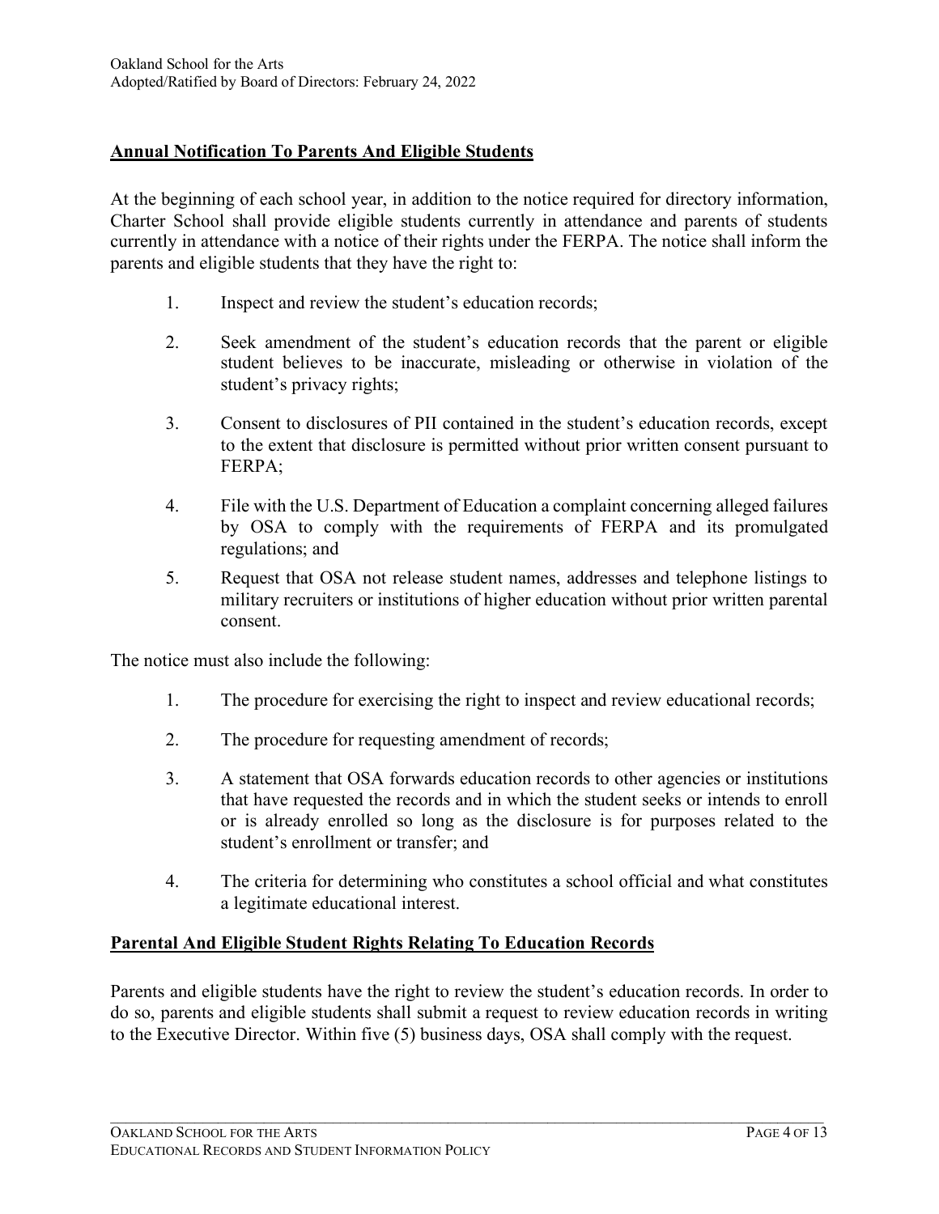## Annual Notification To Parents And Eligible Students

At the beginning of each school year, in addition to the notice required for directory information, Charter School shall provide eligible students currently in attendance and parents of students currently in attendance with a notice of their rights under the FERPA. The notice shall inform the parents and eligible students that they have the right to:

1. Inspect and review the student's education records;
2. Seek amendment of the student's education records that the parent or eligible student believes to be inaccurate, misleading or otherwise in violation of the student's privacy rights;
3. Consent to disclosures of PII contained in the student's education records, except to the extent that disclosure is permitted without prior written consent pursuant to FERPA;
4. File with the U.S. Department of Education a complaint concerning alleged failures by OSA to comply with the requirements of FERPA and its promulgated regulations; and
5. Request that OSA not release student names, addresses and telephone listings to military recruiters or institutions of higher education without prior written parental consent.

The notice must also include the following:

1. The procedure for exercising the right to inspect and review educational records;
2. The procedure for requesting amendment of records;
3. A statement that OSA forwards education records to other agencies or institutions that have requested the records and in which the student seeks or intends to enroll or is already enrolled so long as the disclosure is for purposes related to the student's enrollment or transfer; and
4. The criteria for determining who constitutes a school official and what constitutes a legitimate educational interest.

## Parental And Eligible Student Rights Relating To Education Records

Parents and eligible students have the right to review the student's education records. In order to do so, parents and eligible students shall submit a request to review education records in writing to the Executive Director. Within five (5) business days, OSA shall comply with the request.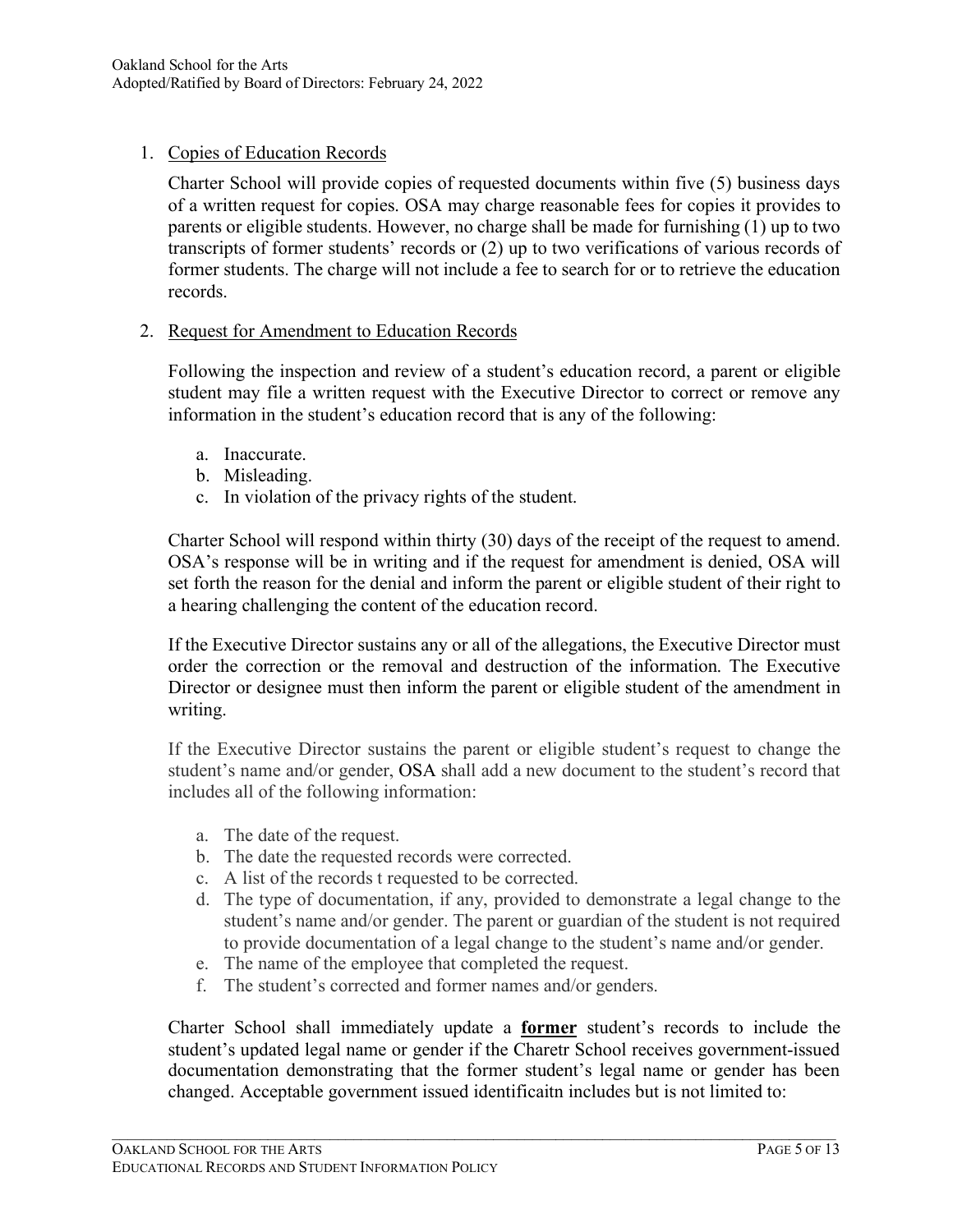1. Copies of Education Records

   Charter School will provide copies of requested documents within five (5) business days of a written request for copies. OSA may charge reasonable fees for copies it provides to parents or eligible students. However, no charge shall be made for furnishing (1) up to two transcripts of former students' records or (2) up to two verifications of various records of former students. The charge will not include a fee to search for or to retrieve the education records.

2. Request for Amendment to Education Records

   Following the inspection and review of a student's education record, a parent or eligible student may file a written request with the Executive Director to correct or remove any information in the student's education record that is any of the following:

   a. Inaccurate.
   b. Misleading.
   c. In violation of the privacy rights of the student.

   Charter School will respond within thirty (30) days of the receipt of the request to amend. OSA's response will be in writing and if the request for amendment is denied, OSA will set forth the reason for the denial and inform the parent or eligible student of their right to a hearing challenging the content of the education record.

   If the Executive Director sustains any or all of the allegations, the Executive Director must order the correction or the removal and destruction of the information. The Executive Director or designee must then inform the parent or eligible student of the amendment in writing.

   If the Executive Director sustains the parent or eligible student's request to change the student's name and/or gender, OSA shall add a new document to the student's record that includes all of the following information:

   a. The date of the request.
   b. The date the requested records were corrected.
   c. A list of the records t requested to be corrected.
   d. The type of documentation, if any, provided to demonstrate a legal change to the student's name and/or gender. The parent or guardian of the student is not required to provide documentation of a legal change to the student's name and/or gender.
   e. The name of the employee that completed the request.
   f. The student's corrected and former names and/or genders.

   Charter School shall immediately update a **former** student's records to include the student's updated legal name or gender if the Charetr School receives government-issued documentation demonstrating that the former student's legal name or gender has been changed. Acceptable government issued identificaitn includes but is not limited to: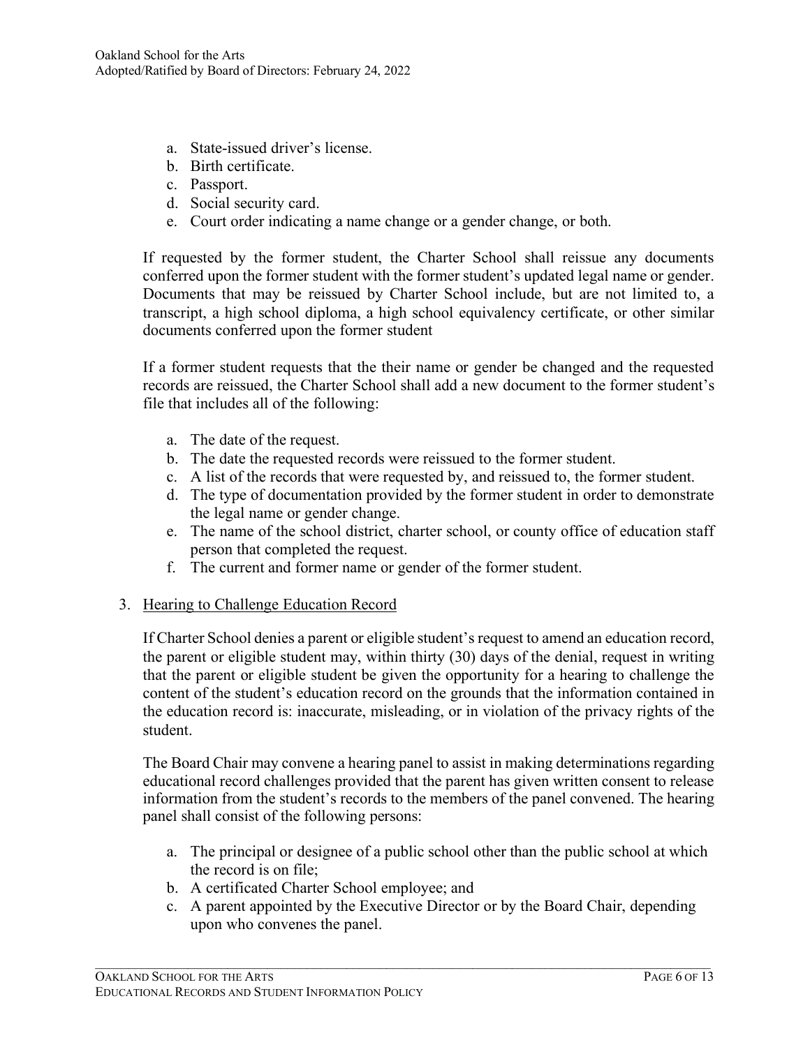a. State-issued driver's license.
b. Birth certificate.
c. Passport.
d. Social security card.
e. Court order indicating a name change or a gender change, or both.

If requested by the former student, the Charter School shall reissue any documents conferred upon the former student with the former student's updated legal name or gender. Documents that may be reissued by Charter School include, but are not limited to, a transcript, a high school diploma, a high school equivalency certificate, or other similar documents conferred upon the former student

If a former student requests that the their name or gender be changed and the requested records are reissued, the Charter School shall add a new document to the former student's file that includes all of the following:

a. The date of the request.
b. The date the requested records were reissued to the former student.
c. A list of the records that were requested by, and reissued to, the former student.
d. The type of documentation provided by the former student in order to demonstrate the legal name or gender change.
e. The name of the school district, charter school, or county office of education staff person that completed the request.
f. The current and former name or gender of the former student.

3. Hearing to Challenge Education Record

If Charter School denies a parent or eligible student's request to amend an education record, the parent or eligible student may, within thirty (30) days of the denial, request in writing that the parent or eligible student be given the opportunity for a hearing to challenge the content of the student's education record on the grounds that the information contained in the education record is: inaccurate, misleading, or in violation of the privacy rights of the student.

The Board Chair may convene a hearing panel to assist in making determinations regarding educational record challenges provided that the parent has given written consent to release information from the student's records to the members of the panel convened. The hearing panel shall consist of the following persons:

a. The principal or designee of a public school other than the public school at which the record is on file;
b. A certificated Charter School employee; and
c. A parent appointed by the Executive Director or by the Board Chair, depending upon who convenes the panel.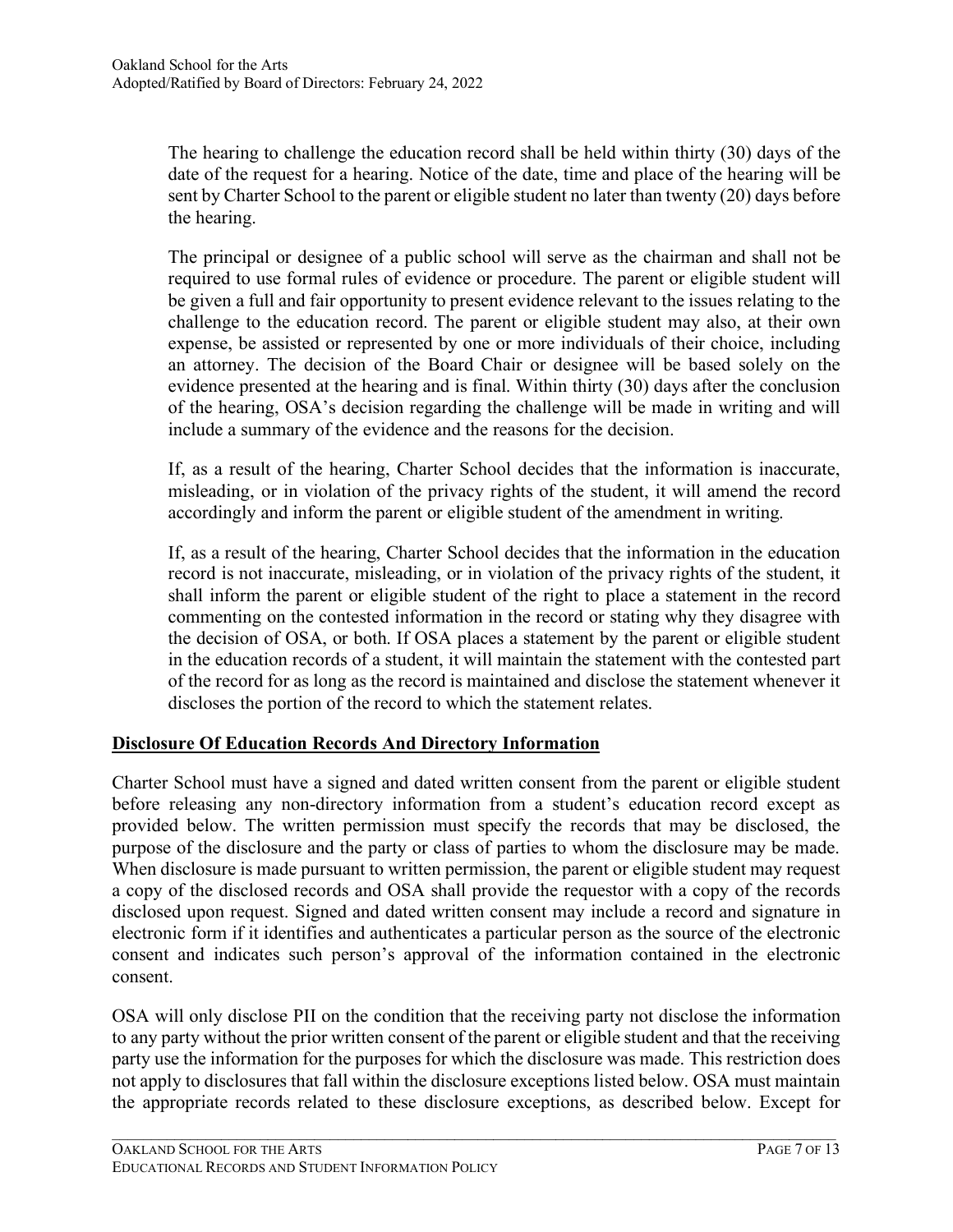The hearing to challenge the education record shall be held within thirty (30) days of the date of the request for a hearing. Notice of the date, time and place of the hearing will be sent by Charter School to the parent or eligible student no later than twenty (20) days before the hearing.

The principal or designee of a public school will serve as the chairman and shall not be required to use formal rules of evidence or procedure. The parent or eligible student will be given a full and fair opportunity to present evidence relevant to the issues relating to the challenge to the education record. The parent or eligible student may also, at their own expense, be assisted or represented by one or more individuals of their choice, including an attorney. The decision of the Board Chair or designee will be based solely on the evidence presented at the hearing and is final. Within thirty (30) days after the conclusion of the hearing, OSA's decision regarding the challenge will be made in writing and will include a summary of the evidence and the reasons for the decision.

If, as a result of the hearing, Charter School decides that the information is inaccurate, misleading, or in violation of the privacy rights of the student, it will amend the record accordingly and inform the parent or eligible student of the amendment in writing.

If, as a result of the hearing, Charter School decides that the information in the education record is not inaccurate, misleading, or in violation of the privacy rights of the student, it shall inform the parent or eligible student of the right to place a statement in the record commenting on the contested information in the record or stating why they disagree with the decision of OSA, or both. If OSA places a statement by the parent or eligible student in the education records of a student, it will maintain the statement with the contested part of the record for as long as the record is maintained and disclose the statement whenever it discloses the portion of the record to which the statement relates.

## Disclosure Of Education Records And Directory Information

Charter School must have a signed and dated written consent from the parent or eligible student before releasing any non-directory information from a student's education record except as provided below. The written permission must specify the records that may be disclosed, the purpose of the disclosure and the party or class of parties to whom the disclosure may be made. When disclosure is made pursuant to written permission, the parent or eligible student may request a copy of the disclosed records and OSA shall provide the requestor with a copy of the records disclosed upon request. Signed and dated written consent may include a record and signature in electronic form if it identifies and authenticates a particular person as the source of the electronic consent and indicates such person's approval of the information contained in the electronic consent.

OSA will only disclose PII on the condition that the receiving party not disclose the information to any party without the prior written consent of the parent or eligible student and that the receiving party use the information for the purposes for which the disclosure was made. This restriction does not apply to disclosures that fall within the disclosure exceptions listed below. OSA must maintain the appropriate records related to these disclosure exceptions, as described below. Except for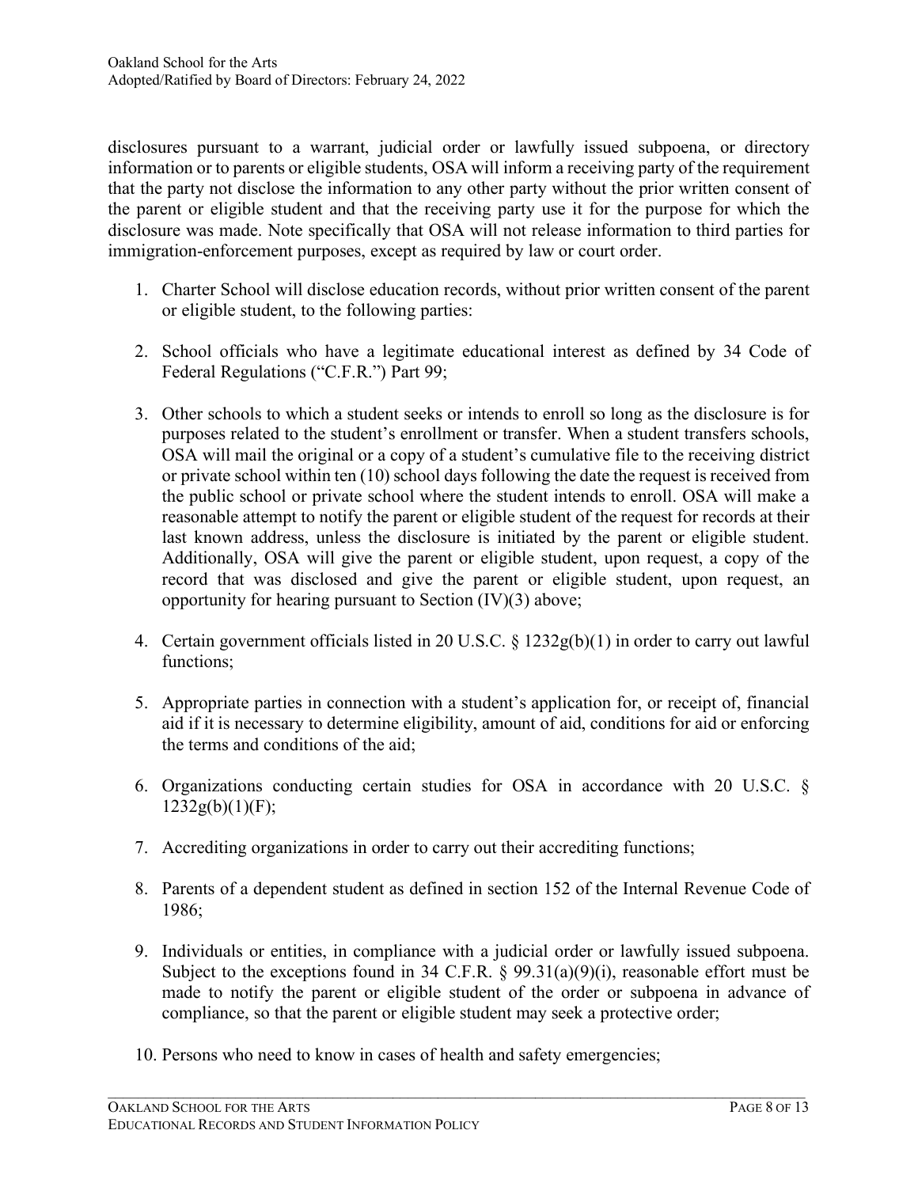disclosures pursuant to a warrant, judicial order or lawfully issued subpoena, or directory information or to parents or eligible students, OSA will inform a receiving party of the requirement that the party not disclose the information to any other party without the prior written consent of the parent or eligible student and that the receiving party use it for the purpose for which the disclosure was made. Note specifically that OSA will not release information to third parties for immigration-enforcement purposes, except as required by law or court order.

1. Charter School will disclose education records, without prior written consent of the parent or eligible student, to the following parties:
2. School officials who have a legitimate educational interest as defined by 34 Code of Federal Regulations ("C.F.R.") Part 99;
3. Other schools to which a student seeks or intends to enroll so long as the disclosure is for purposes related to the student's enrollment or transfer. When a student transfers schools, OSA will mail the original or a copy of a student's cumulative file to the receiving district or private school within ten (10) school days following the date the request is received from the public school or private school where the student intends to enroll. OSA will make a reasonable attempt to notify the parent or eligible student of the request for records at their last known address, unless the disclosure is initiated by the parent or eligible student. Additionally, OSA will give the parent or eligible student, upon request, a copy of the record that was disclosed and give the parent or eligible student, upon request, an opportunity for hearing pursuant to Section (IV)(3) above;
4. Certain government officials listed in 20 U.S.C. § 1232g(b)(1) in order to carry out lawful functions;
5. Appropriate parties in connection with a student's application for, or receipt of, financial aid if it is necessary to determine eligibility, amount of aid, conditions for aid or enforcing the terms and conditions of the aid;
6. Organizations conducting certain studies for OSA in accordance with 20 U.S.C. § 1232g(b)(1)(F);
7. Accrediting organizations in order to carry out their accrediting functions;
8. Parents of a dependent student as defined in section 152 of the Internal Revenue Code of 1986;
9. Individuals or entities, in compliance with a judicial order or lawfully issued subpoena. Subject to the exceptions found in 34 C.F.R. § 99.31(a)(9)(i), reasonable effort must be made to notify the parent or eligible student of the order or subpoena in advance of compliance, so that the parent or eligible student may seek a protective order;
10. Persons who need to know in cases of health and safety emergencies;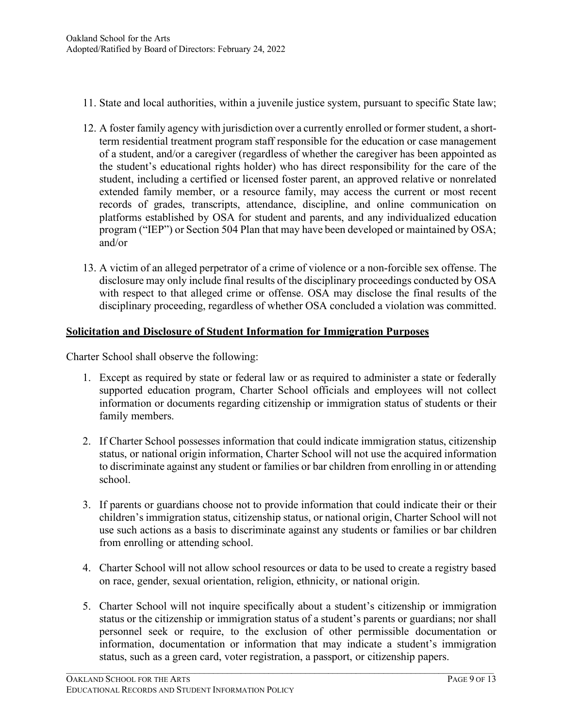11. State and local authorities, within a juvenile justice system, pursuant to specific State law;

12. A foster family agency with jurisdiction over a currently enrolled or former student, a short-term residential treatment program staff responsible for the education or case management of a student, and/or a caregiver (regardless of whether the caregiver has been appointed as the student's educational rights holder) who has direct responsibility for the care of the student, including a certified or licensed foster parent, an approved relative or nonrelated extended family member, or a resource family, may access the current or most recent records of grades, transcripts, attendance, discipline, and online communication on platforms established by OSA for student and parents, and any individualized education program ("IEP") or Section 504 Plan that may have been developed or maintained by OSA; and/or

13. A victim of an alleged perpetrator of a crime of violence or a non-forcible sex offense. The disclosure may only include final results of the disciplinary proceedings conducted by OSA with respect to that alleged crime or offense. OSA may disclose the final results of the disciplinary proceeding, regardless of whether OSA concluded a violation was committed.

**Solicitation and Disclosure of Student Information for Immigration Purposes**

Charter School shall observe the following:

1. Except as required by state or federal law or as required to administer a state or federally supported education program, Charter School officials and employees will not collect information or documents regarding citizenship or immigration status of students or their family members.

2. If Charter School possesses information that could indicate immigration status, citizenship status, or national origin information, Charter School will not use the acquired information to discriminate against any student or families or bar children from enrolling in or attending school.

3. If parents or guardians choose not to provide information that could indicate their or their children's immigration status, citizenship status, or national origin, Charter School will not use such actions as a basis to discriminate against any students or families or bar children from enrolling or attending school.

4. Charter School will not allow school resources or data to be used to create a registry based on race, gender, sexual orientation, religion, ethnicity, or national origin.

5. Charter School will not inquire specifically about a student's citizenship or immigration status or the citizenship or immigration status of a student's parents or guardians; nor shall personnel seek or require, to the exclusion of other permissible documentation or information, documentation or information that may indicate a student's immigration status, such as a green card, voter registration, a passport, or citizenship papers.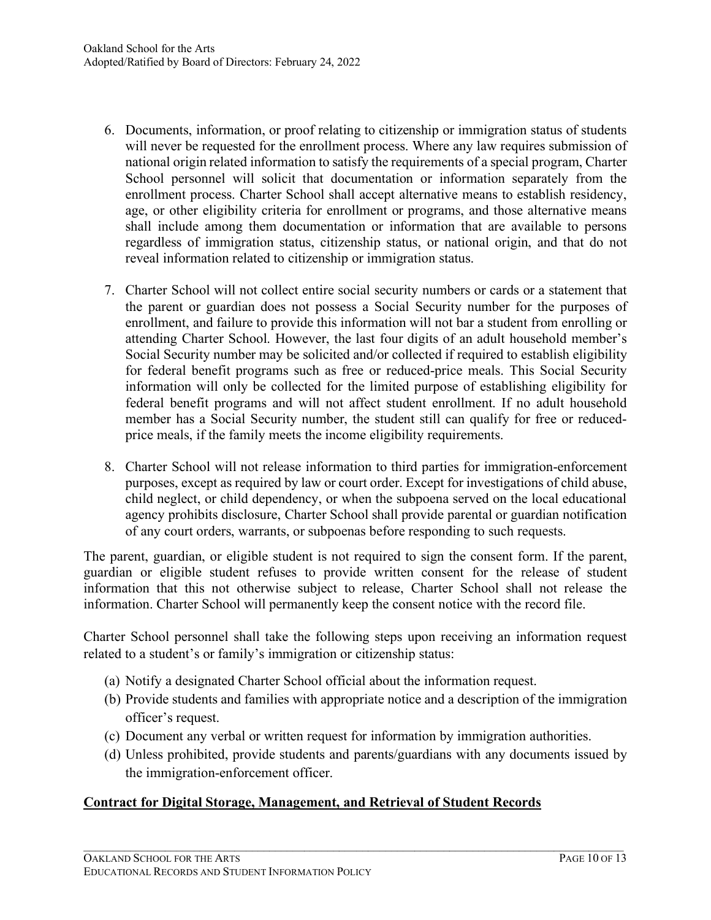6. Documents, information, or proof relating to citizenship or immigration status of students will never be requested for the enrollment process. Where any law requires submission of national origin related information to satisfy the requirements of a special program, Charter School personnel will solicit that documentation or information separately from the enrollment process. Charter School shall accept alternative means to establish residency, age, or other eligibility criteria for enrollment or programs, and those alternative means shall include among them documentation or information that are available to persons regardless of immigration status, citizenship status, or national origin, and that do not reveal information related to citizenship or immigration status.

7. Charter School will not collect entire social security numbers or cards or a statement that the parent or guardian does not possess a Social Security number for the purposes of enrollment, and failure to provide this information will not bar a student from enrolling or attending Charter School. However, the last four digits of an adult household member's Social Security number may be solicited and/or collected if required to establish eligibility for federal benefit programs such as free or reduced-price meals. This Social Security information will only be collected for the limited purpose of establishing eligibility for federal benefit programs and will not affect student enrollment. If no adult household member has a Social Security number, the student still can qualify for free or reduced-price meals, if the family meets the income eligibility requirements.

8. Charter School will not release information to third parties for immigration-enforcement purposes, except as required by law or court order. Except for investigations of child abuse, child neglect, or child dependency, or when the subpoena served on the local educational agency prohibits disclosure, Charter School shall provide parental or guardian notification of any court orders, warrants, or subpoenas before responding to such requests.

The parent, guardian, or eligible student is not required to sign the consent form. If the parent, guardian or eligible student refuses to provide written consent for the release of student information that this not otherwise subject to release, Charter School shall not release the information. Charter School will permanently keep the consent notice with the record file.

Charter School personnel shall take the following steps upon receiving an information request related to a student's or family's immigration or citizenship status:

(a) Notify a designated Charter School official about the information request.
(b) Provide students and families with appropriate notice and a description of the immigration officer's request.
(c) Document any verbal or written request for information by immigration authorities.
(d) Unless prohibited, provide students and parents/guardians with any documents issued by the immigration-enforcement officer.

**Contract for Digital Storage, Management, and Retrieval of Student Records**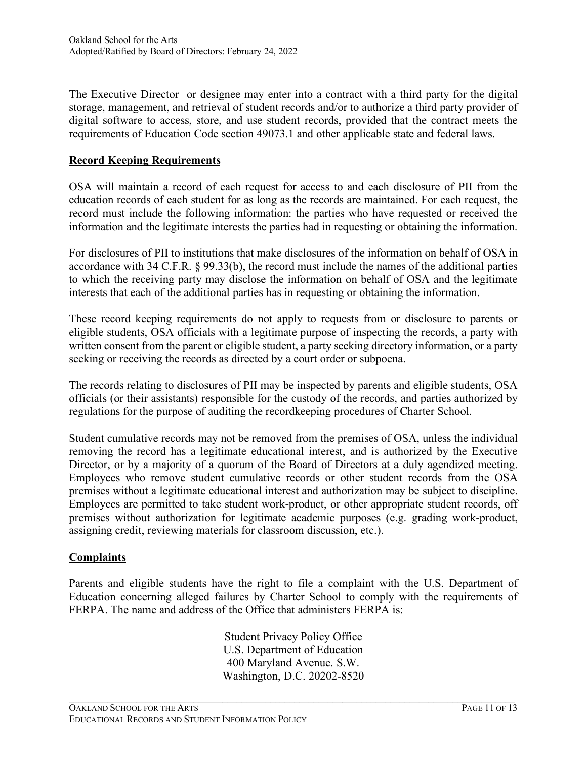The Executive Director or designee may enter into a contract with a third party for the digital storage, management, and retrieval of student records and/or to authorize a third party provider of digital software to access, store, and use student records, provided that the contract meets the requirements of Education Code section 49073.1 and other applicable state and federal laws.

## Record Keeping Requirements

OSA will maintain a record of each request for access to and each disclosure of PII from the education records of each student for as long as the records are maintained. For each request, the record must include the following information: the parties who have requested or received the information and the legitimate interests the parties had in requesting or obtaining the information.

For disclosures of PII to institutions that make disclosures of the information on behalf of OSA in accordance with 34 C.F.R. § 99.33(b), the record must include the names of the additional parties to which the receiving party may disclose the information on behalf of OSA and the legitimate interests that each of the additional parties has in requesting or obtaining the information.

These record keeping requirements do not apply to requests from or disclosure to parents or eligible students, OSA officials with a legitimate purpose of inspecting the records, a party with written consent from the parent or eligible student, a party seeking directory information, or a party seeking or receiving the records as directed by a court order or subpoena.

The records relating to disclosures of PII may be inspected by parents and eligible students, OSA officials (or their assistants) responsible for the custody of the records, and parties authorized by regulations for the purpose of auditing the recordkeeping procedures of Charter School.

Student cumulative records may not be removed from the premises of OSA, unless the individual removing the record has a legitimate educational interest, and is authorized by the Executive Director, or by a majority of a quorum of the Board of Directors at a duly agendized meeting. Employees who remove student cumulative records or other student records from the OSA premises without a legitimate educational interest and authorization may be subject to discipline. Employees are permitted to take student work-product, or other appropriate student records, off premises without authorization for legitimate academic purposes (e.g. grading work-product, assigning credit, reviewing materials for classroom discussion, etc.).

## Complaints

Parents and eligible students have the right to file a complaint with the U.S. Department of Education concerning alleged failures by Charter School to comply with the requirements of FERPA. The name and address of the Office that administers FERPA is:

Student Privacy Policy Office
U.S. Department of Education
400 Maryland Avenue. S.W.
Washington, D.C. 20202-8520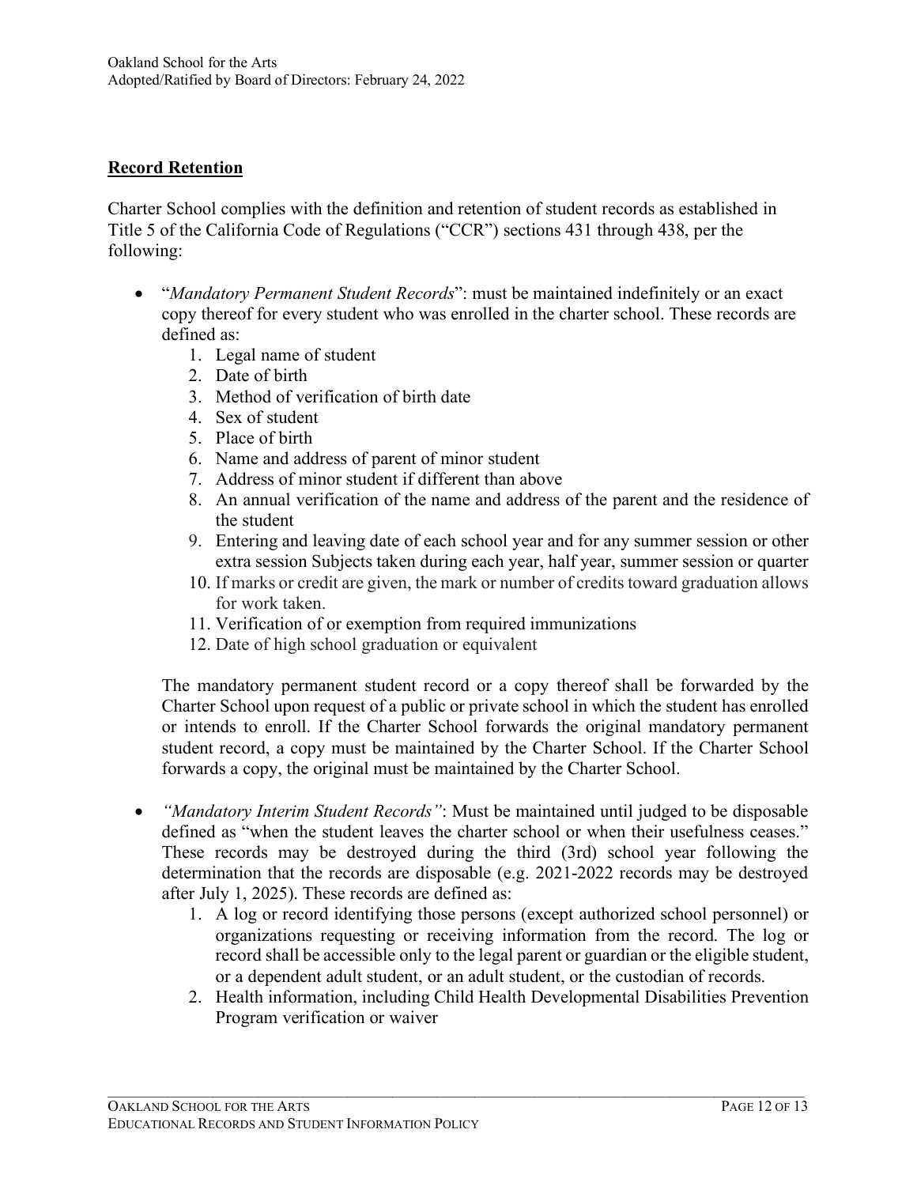## Record Retention

Charter School complies with the definition and retention of student records as established in Title 5 of the California Code of Regulations ("CCR") sections 431 through 438, per the following:

- "*Mandatory Permanent Student Records*": must be maintained indefinitely or an exact copy thereof for every student who was enrolled in the charter school. These records are defined as:
    1. Legal name of student
    2. Date of birth
    3. Method of verification of birth date
    4. Sex of student
    5. Place of birth
    6. Name and address of parent of minor student
    7. Address of minor student if different than above
    8. An annual verification of the name and address of the parent and the residence of the student
    9. Entering and leaving date of each school year and for any summer session or other extra session Subjects taken during each year, half year, summer session or quarter
    10. If marks or credit are given, the mark or number of credits toward graduation allows for work taken.
    11. Verification of or exemption from required immunizations
    12. Date of high school graduation or equivalent

    The mandatory permanent student record or a copy thereof shall be forwarded by the Charter School upon request of a public or private school in which the student has enrolled or intends to enroll. If the Charter School forwards the original mandatory permanent student record, a copy must be maintained by the Charter School. If the Charter School forwards a copy, the original must be maintained by the Charter School.

- *"Mandatory Interim Student Records"*: Must be maintained until judged to be disposable defined as "when the student leaves the charter school or when their usefulness ceases." These records may be destroyed during the third (3rd) school year following the determination that the records are disposable (e.g. 2021-2022 records may be destroyed after July 1, 2025). These records are defined as:
    1. A log or record identifying those persons (except authorized school personnel) or organizations requesting or receiving information from the record. The log or record shall be accessible only to the legal parent or guardian or the eligible student, or a dependent adult student, or an adult student, or the custodian of records.
    2. Health information, including Child Health Developmental Disabilities Prevention Program verification or waiver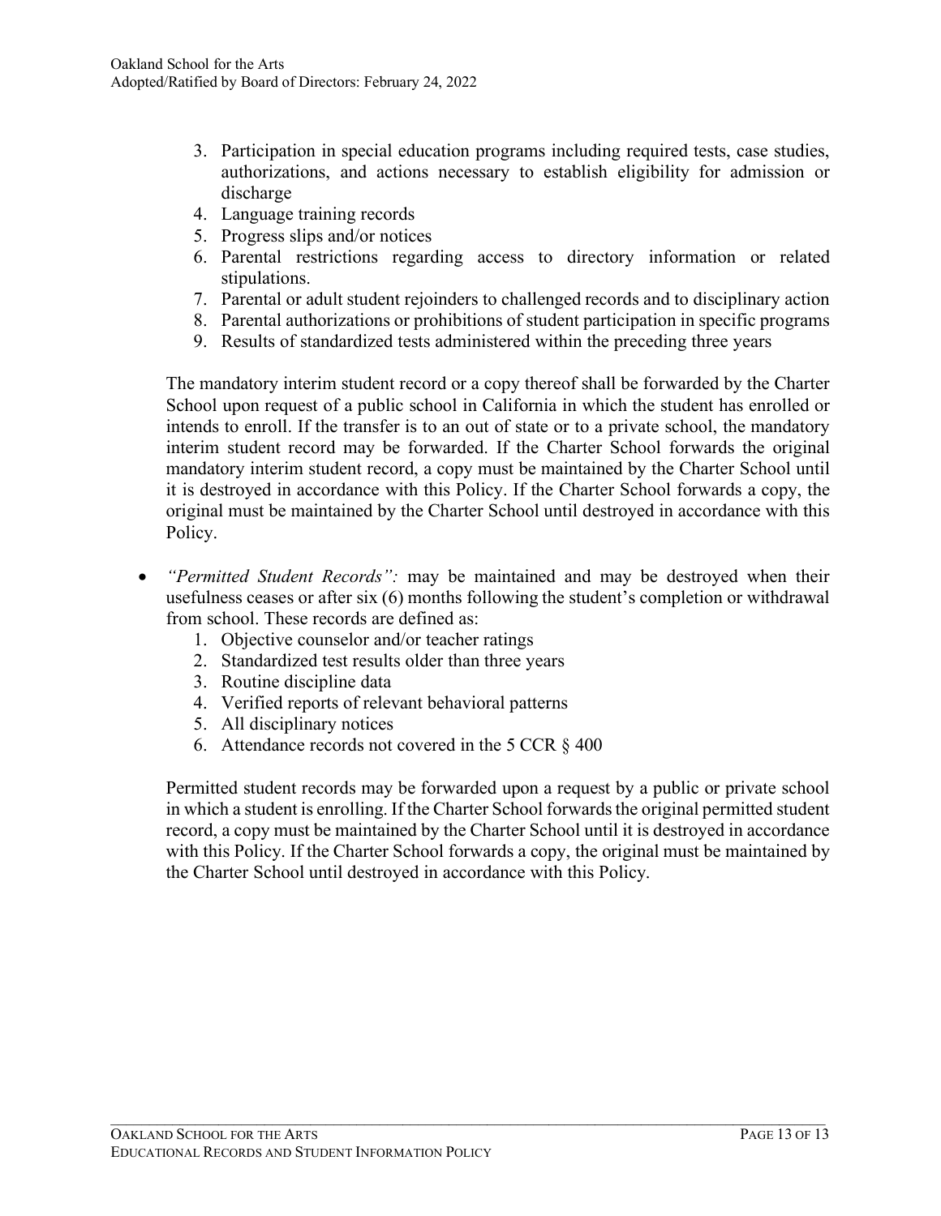3. Participation in special education programs including required tests, case studies, authorizations, and actions necessary to establish eligibility for admission or discharge
4. Language training records
5. Progress slips and/or notices
6. Parental restrictions regarding access to directory information or related stipulations.
7. Parental or adult student rejoinders to challenged records and to disciplinary action
8. Parental authorizations or prohibitions of student participation in specific programs
9. Results of standardized tests administered within the preceding three years

The mandatory interim student record or a copy thereof shall be forwarded by the Charter School upon request of a public school in California in which the student has enrolled or intends to enroll. If the transfer is to an out of state or to a private school, the mandatory interim student record may be forwarded. If the Charter School forwards the original mandatory interim student record, a copy must be maintained by the Charter School until it is destroyed in accordance with this Policy. If the Charter School forwards a copy, the original must be maintained by the Charter School until destroyed in accordance with this Policy.

- *"Permitted Student Records":* may be maintained and may be destroyed when their usefulness ceases or after six (6) months following the student's completion or withdrawal from school. These records are defined as:
  1. Objective counselor and/or teacher ratings
  2. Standardized test results older than three years
  3. Routine discipline data
  4. Verified reports of relevant behavioral patterns
  5. All disciplinary notices
  6. Attendance records not covered in the 5 CCR § 400

  Permitted student records may be forwarded upon a request by a public or private school in which a student is enrolling. If the Charter School forwards the original permitted student record, a copy must be maintained by the Charter School until it is destroyed in accordance with this Policy. If the Charter School forwards a copy, the original must be maintained by the Charter School until destroyed in accordance with this Policy.